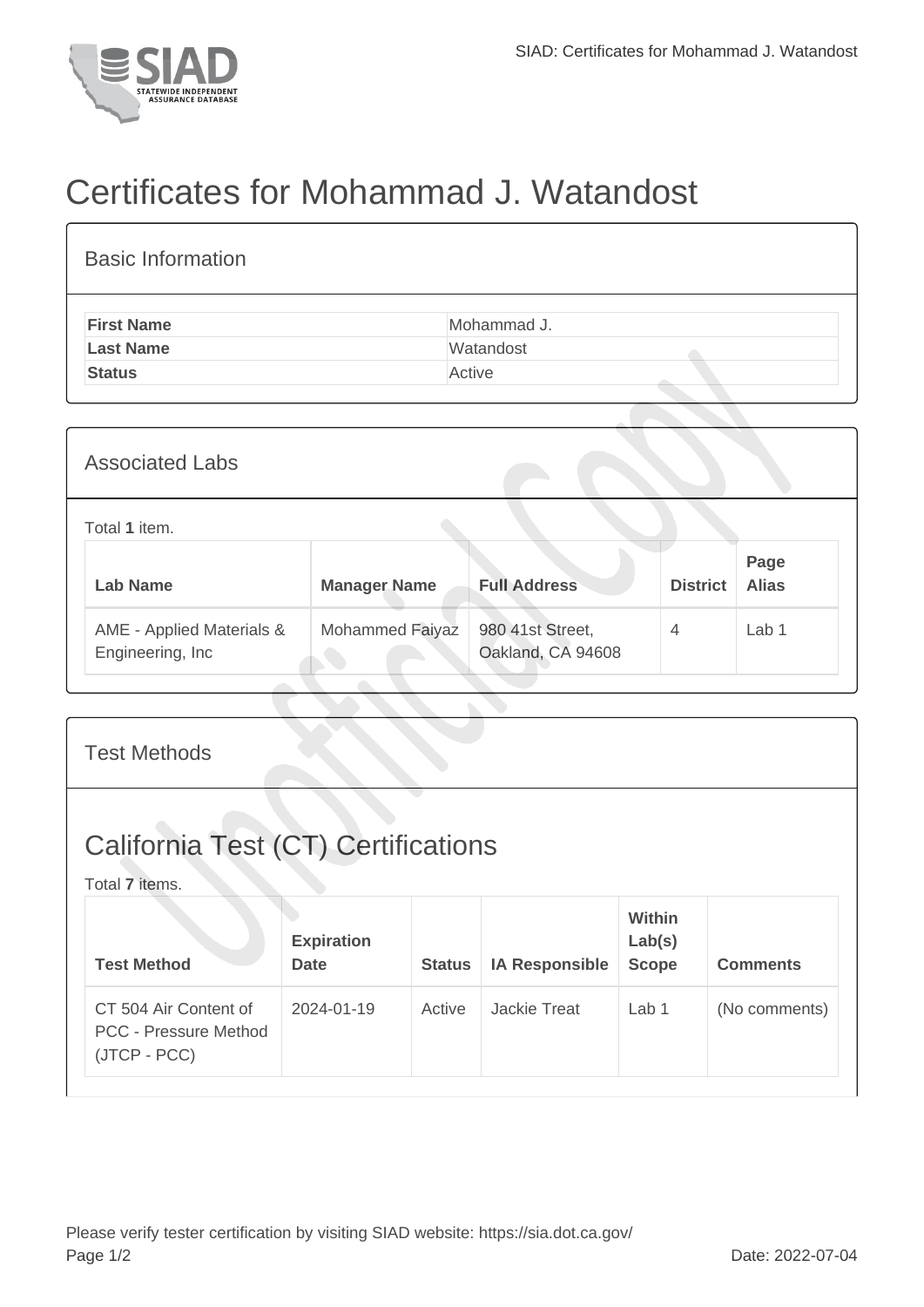# Certificates for Mohammad J. Watandost

## Basic Information

| | |
|---|---|
| **First Name** | Mohammad J. |
| **Last Name** | Watandost |
| **Status** | Active |

## Associated Labs

Total **1** item.

| Lab Name | Manager Name | Full Address | District | Page Alias |
|---|---|---|---|---|
| AME - Applied Materials & Engineering, Inc | Mohammed Faiyaz | 980 41st Street, Oakland, CA 94608 | 4 | Lab 1 |

## Test Methods

## California Test (CT) Certifications

Total **7** items.

| Test Method | Expiration Date | Status | IA Responsible | Within Lab(s) Scope | Comments |
|---|---|---|---|---|---|
| CT 504 Air Content of PCC - Pressure Method (JTCP - PCC) | 2024-01-19 | Active | Jackie Treat | Lab 1 | (No comments) |

Please verify tester certification by visiting SIAD website: https://sia.dot.ca.gov/

Date: 2022-07-04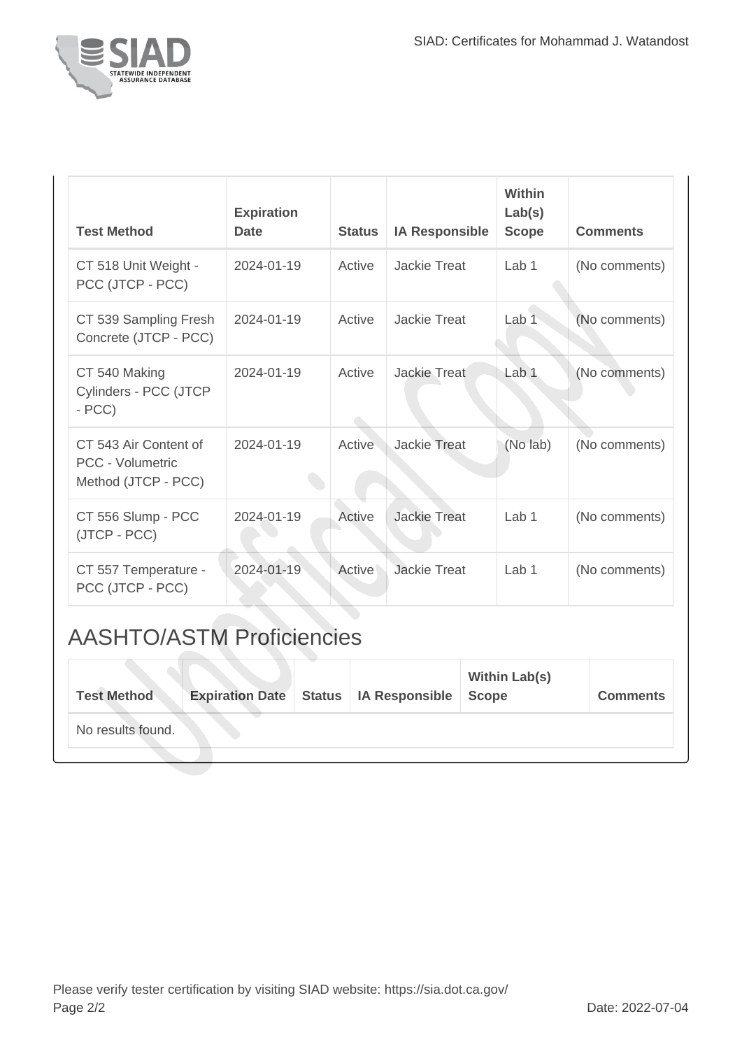| Test Method | Expiration Date | Status | IA Responsible | Within Lab(s) Scope | Comments |
| --- | --- | --- | --- | --- | --- |
| CT 518 Unit Weight - PCC (JTCP - PCC) | 2024-01-19 | Active | Jackie Treat | Lab 1 | (No comments) |
| CT 539 Sampling Fresh Concrete (JTCP - PCC) | 2024-01-19 | Active | Jackie Treat | Lab 1 | (No comments) |
| CT 540 Making Cylinders - PCC (JTCP - PCC) | 2024-01-19 | Active | Jackie Treat | Lab 1 | (No comments) |
| CT 543 Air Content of PCC - Volumetric Method (JTCP - PCC) | 2024-01-19 | Active | Jackie Treat | (No lab) | (No comments) |
| CT 556 Slump - PCC (JTCP - PCC) | 2024-01-19 | Active | Jackie Treat | Lab 1 | (No comments) |
| CT 557 Temperature - PCC (JTCP - PCC) | 2024-01-19 | Active | Jackie Treat | Lab 1 | (No comments) |

## AASHTO/ASTM Proficiencies

| Test Method | Expiration Date | Status | IA Responsible | Within Lab(s) Scope | Comments |
| --- | --- | --- | --- | --- | --- |
| No results found. | | | | | |

Please verify tester certification by visiting SIAD website: https://sia.dot.ca.gov/

Date: 2022-07-04